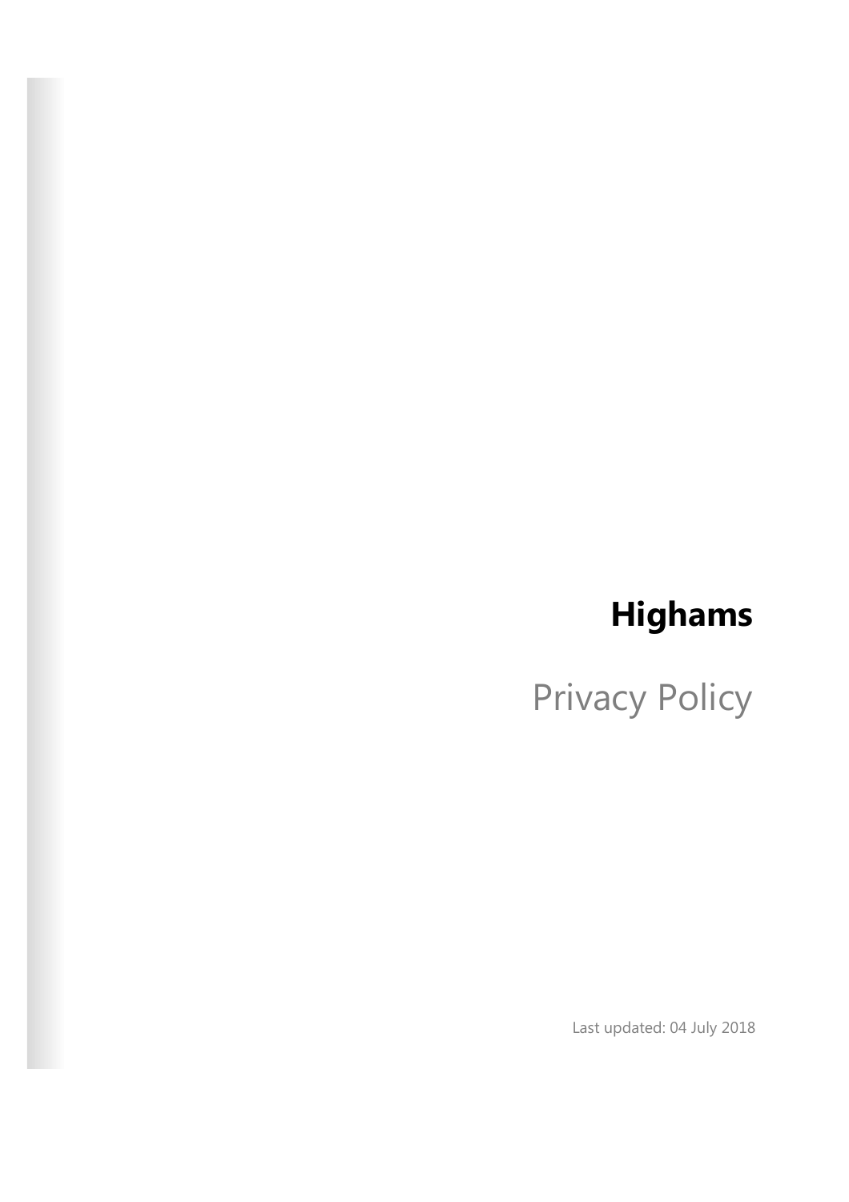# Highams

## Privacy Policy

Last updated: 04 July 2018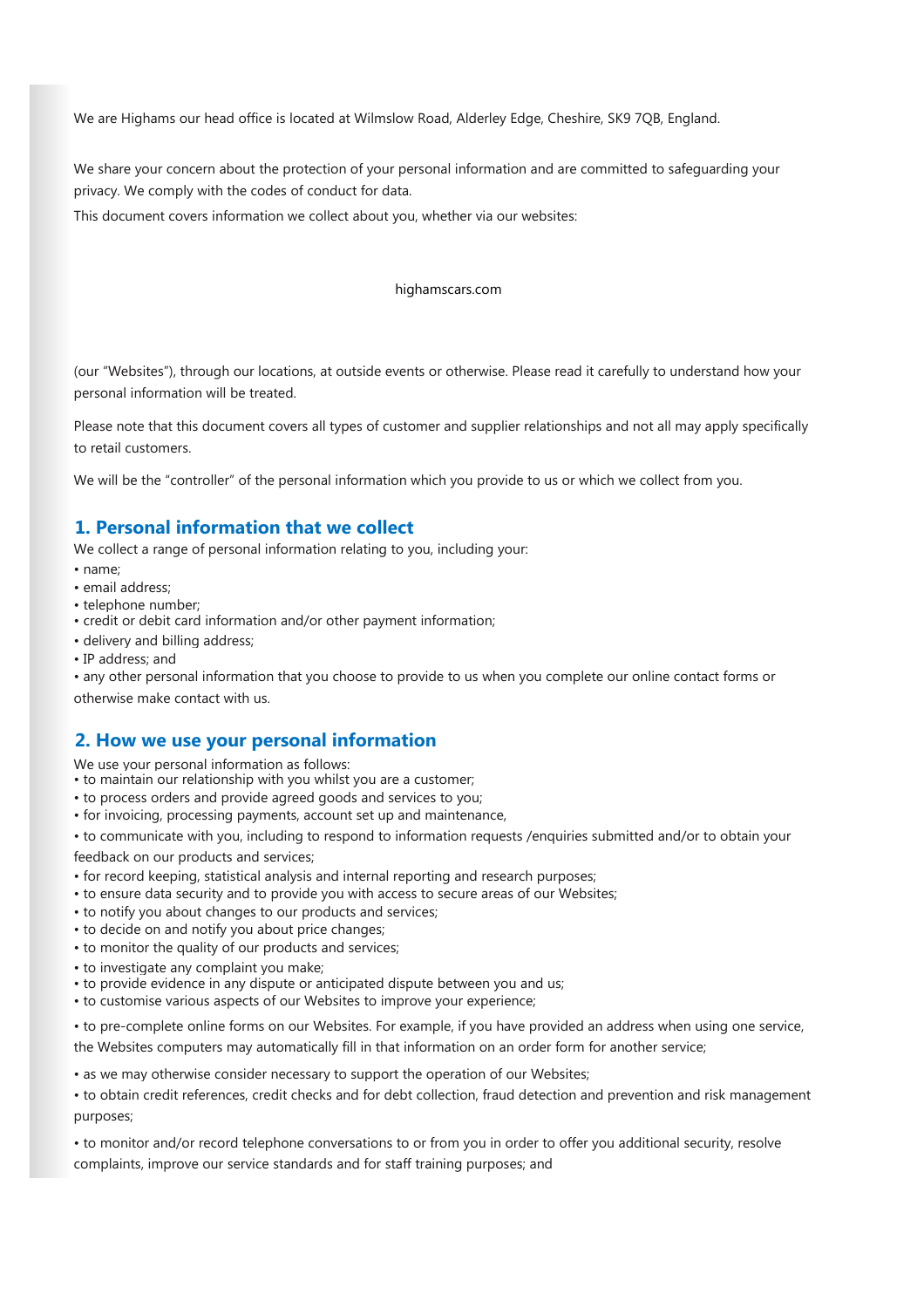We are Highams our head office is located at Wilmslow Road, Alderley Edge, Cheshire, SK9 7QB, England.

We share your concern about the protection of your personal information and are committed to safeguarding your privacy. We comply with the codes of conduct for data.

This document covers information we collect about you, whether via our websites:

highamscars.com

(our "Websites"), through our locations, at outside events or otherwise. Please read it carefully to understand how your personal information will be treated.

Please note that this document covers all types of customer and supplier relationships and not all may apply specifically to retail customers.

We will be the "controller" of the personal information which you provide to us or which we collect from you.

## 1. Personal information that we collect

We collect a range of personal information relating to you, including your:

- name;
- email address;
- telephone number;
- credit or debit card information and/or other payment information;
- delivery and billing address;
- IP address; and
- any other personal information that you choose to provide to us when you complete our online contact forms or otherwise make contact with us.

## 2. How we use your personal information

We use your personal information as follows:

- to maintain our relationship with you whilst you are a customer;
- to process orders and provide agreed goods and services to you;
- for invoicing, processing payments, account set up and maintenance,
- to communicate with you, including to respond to information requests /enquiries submitted and/or to obtain your feedback on our products and services;
- for record keeping, statistical analysis and internal reporting and research purposes;
- to ensure data security and to provide you with access to secure areas of our Websites;
- to notify you about changes to our products and services;
- to decide on and notify you about price changes;
- to monitor the quality of our products and services;
- to investigate any complaint you make;
- to provide evidence in any dispute or anticipated dispute between you and us;
- to customise various aspects of our Websites to improve your experience;
- to pre-complete online forms on our Websites. For example, if you have provided an address when using one service, the Websites computers may automatically fill in that information on an order form for another service;
- as we may otherwise consider necessary to support the operation of our Websites;
- to obtain credit references, credit checks and for debt collection, fraud detection and prevention and risk management purposes;
- to monitor and/or record telephone conversations to or from you in order to offer you additional security, resolve complaints, improve our service standards and for staff training purposes; and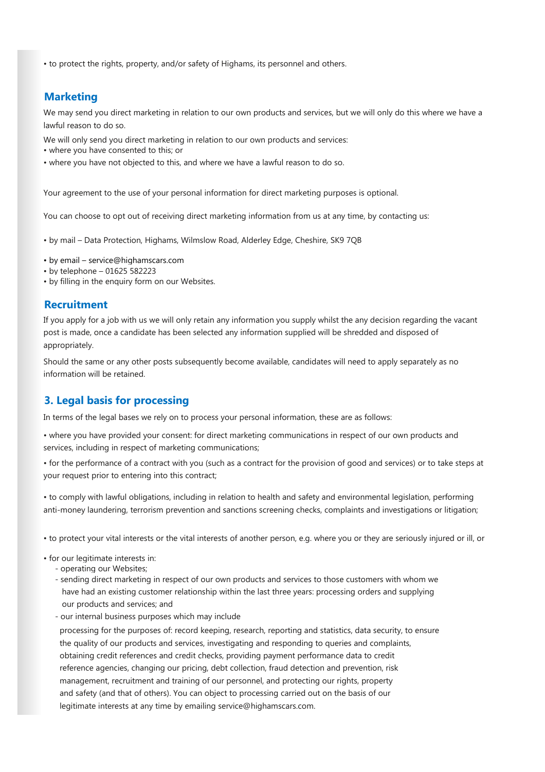• to protect the rights, property, and/or safety of Highams, its personnel and others.

## Marketing

We may send you direct marketing in relation to our own products and services, but we will only do this where we have a lawful reason to do so.

We will only send you direct marketing in relation to our own products and services:
• where you have consented to this; or
• where you have not objected to this, and where we have a lawful reason to do so.

Your agreement to the use of your personal information for direct marketing purposes is optional.

You can choose to opt out of receiving direct marketing information from us at any time, by contacting us:

• by mail – Data Protection, Highams, Wilmslow Road, Alderley Edge, Cheshire, SK9 7QB

• by email – service@highamscars.com
• by telephone – 01625 582223
• by filling in the enquiry form on our Websites.

## Recruitment

If you apply for a job with us we will only retain any information you supply whilst the any decision regarding the vacant post is made, once a candidate has been selected any information supplied will be shredded and disposed of appropriately.

Should the same or any other posts subsequently become available, candidates will need to apply separately as no information will be retained.

## 3. Legal basis for processing

In terms of the legal bases we rely on to process your personal information, these are as follows:

• where you have provided your consent: for direct marketing communications in respect of our own products and services, including in respect of marketing communications;

• for the performance of a contract with you (such as a contract for the provision of good and services) or to take steps at your request prior to entering into this contract;

• to comply with lawful obligations, including in relation to health and safety and environmental legislation, performing anti-money laundering, terrorism prevention and sanctions screening checks, complaints and investigations or litigation;

• to protect your vital interests or the vital interests of another person, e.g. where you or they are seriously injured or ill, or

• for our legitimate interests in:
  - operating our Websites;
  - sending direct marketing in respect of our own products and services to those customers with whom we have had an existing customer relationship within the last three years: processing orders and supplying our products and services; and
  - our internal business purposes which may include

  processing for the purposes of: record keeping, research, reporting and statistics, data security, to ensure the quality of our products and services, investigating and responding to queries and complaints, obtaining credit references and credit checks, providing payment performance data to credit reference agencies, changing our pricing, debt collection, fraud detection and prevention, risk management, recruitment and training of our personnel, and protecting our rights, property and safety (and that of others). You can object to processing carried out on the basis of our legitimate interests at any time by emailing service@highamscars.com.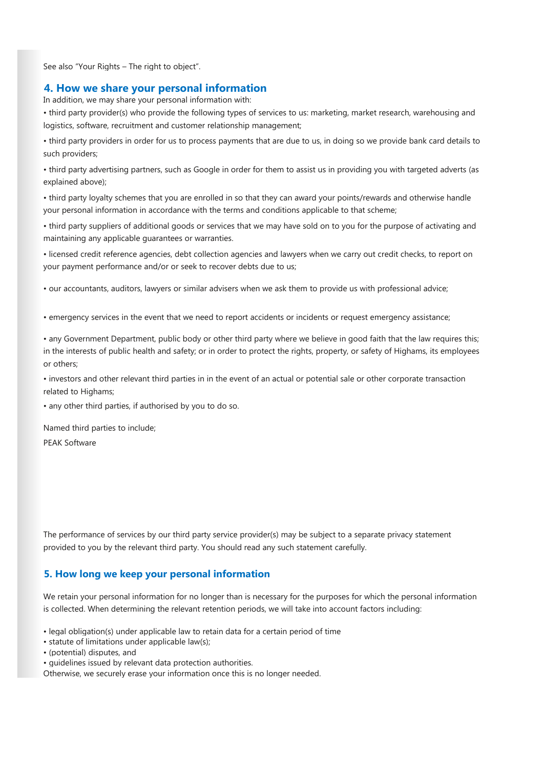See also "Your Rights – The right to object".

## 4. How we share your personal information

In addition, we may share your personal information with:

• third party provider(s) who provide the following types of services to us: marketing, market research, warehousing and logistics, software, recruitment and customer relationship management;

• third party providers in order for us to process payments that are due to us, in doing so we provide bank card details to such providers;

• third party advertising partners, such as Google in order for them to assist us in providing you with targeted adverts (as explained above);

• third party loyalty schemes that you are enrolled in so that they can award your points/rewards and otherwise handle your personal information in accordance with the terms and conditions applicable to that scheme;

• third party suppliers of additional goods or services that we may have sold on to you for the purpose of activating and maintaining any applicable guarantees or warranties.

• licensed credit reference agencies, debt collection agencies and lawyers when we carry out credit checks, to report on your payment performance and/or or seek to recover debts due to us;

• our accountants, auditors, lawyers or similar advisers when we ask them to provide us with professional advice;

• emergency services in the event that we need to report accidents or incidents or request emergency assistance;

• any Government Department, public body or other third party where we believe in good faith that the law requires this; in the interests of public health and safety; or in order to protect the rights, property, or safety of Highams, its employees or others;

• investors and other relevant third parties in in the event of an actual or potential sale or other corporate transaction related to Highams;

• any other third parties, if authorised by you to do so.

Named third parties to include;

PEAK Software

The performance of services by our third party service provider(s) may be subject to a separate privacy statement provided to you by the relevant third party. You should read any such statement carefully.

## 5. How long we keep your personal information

We retain your personal information for no longer than is necessary for the purposes for which the personal information is collected. When determining the relevant retention periods, we will take into account factors including:

• legal obligation(s) under applicable law to retain data for a certain period of time
• statute of limitations under applicable law(s);
• (potential) disputes, and
• guidelines issued by relevant data protection authorities.

Otherwise, we securely erase your information once this is no longer needed.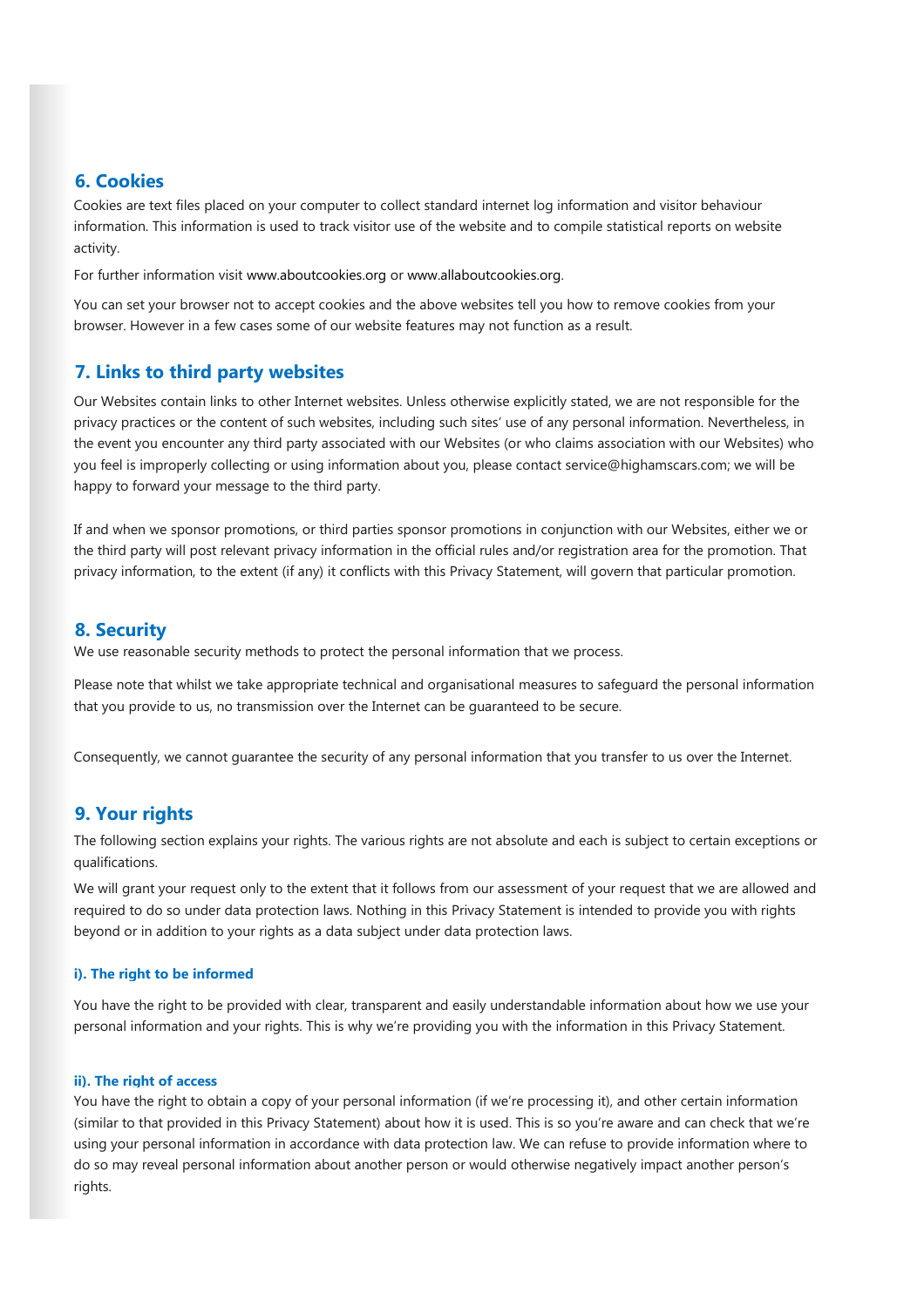## 6. Cookies

Cookies are text files placed on your computer to collect standard internet log information and visitor behaviour information. This information is used to track visitor use of the website and to compile statistical reports on website activity.

For further information visit www.aboutcookies.org or www.allaboutcookies.org.

You can set your browser not to accept cookies and the above websites tell you how to remove cookies from your browser. However in a few cases some of our website features may not function as a result.

## 7. Links to third party websites

Our Websites contain links to other Internet websites. Unless otherwise explicitly stated, we are not responsible for the privacy practices or the content of such websites, including such sites' use of any personal information. Nevertheless, in the event you encounter any third party associated with our Websites (or who claims association with our Websites) who you feel is improperly collecting or using information about you, please contact service@highamscars.com; we will be happy to forward your message to the third party.

If and when we sponsor promotions, or third parties sponsor promotions in conjunction with our Websites, either we or the third party will post relevant privacy information in the official rules and/or registration area for the promotion. That privacy information, to the extent (if any) it conflicts with this Privacy Statement, will govern that particular promotion.

## 8. Security

We use reasonable security methods to protect the personal information that we process.

Please note that whilst we take appropriate technical and organisational measures to safeguard the personal information that you provide to us, no transmission over the Internet can be guaranteed to be secure.

Consequently, we cannot guarantee the security of any personal information that you transfer to us over the Internet.

## 9. Your rights

The following section explains your rights. The various rights are not absolute and each is subject to certain exceptions or qualifications.

We will grant your request only to the extent that it follows from our assessment of your request that we are allowed and required to do so under data protection laws. Nothing in this Privacy Statement is intended to provide you with rights beyond or in addition to your rights as a data subject under data protection laws.

#### i). The right to be informed

You have the right to be provided with clear, transparent and easily understandable information about how we use your personal information and your rights. This is why we're providing you with the information in this Privacy Statement.

#### ii). The right of access

You have the right to obtain a copy of your personal information (if we're processing it), and other certain information (similar to that provided in this Privacy Statement) about how it is used. This is so you're aware and can check that we're using your personal information in accordance with data protection law. We can refuse to provide information where to do so may reveal personal information about another person or would otherwise negatively impact another person's rights.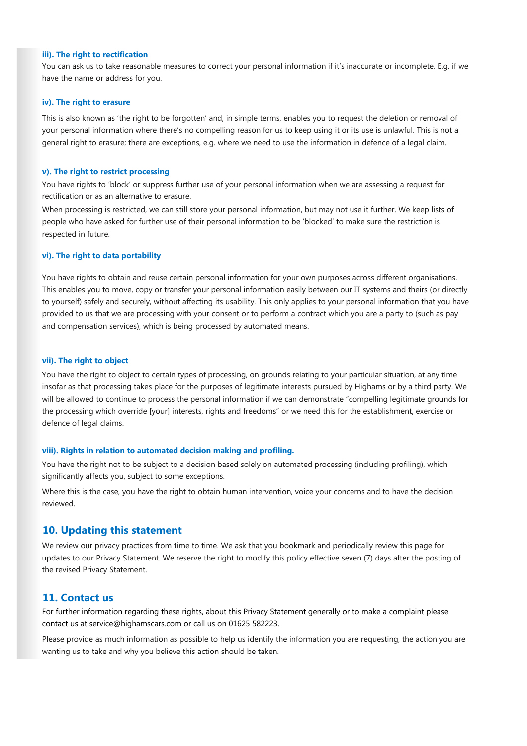#### iii). The right to rectification

You can ask us to take reasonable measures to correct your personal information if it's inaccurate or incomplete. E.g. if we have the name or address for you.

#### iv). The right to erasure

This is also known as 'the right to be forgotten' and, in simple terms, enables you to request the deletion or removal of your personal information where there's no compelling reason for us to keep using it or its use is unlawful. This is not a general right to erasure; there are exceptions, e.g. where we need to use the information in defence of a legal claim.

#### v). The right to restrict processing

You have rights to 'block' or suppress further use of your personal information when we are assessing a request for rectification or as an alternative to erasure.

When processing is restricted, we can still store your personal information, but may not use it further. We keep lists of people who have asked for further use of their personal information to be 'blocked' to make sure the restriction is respected in future.

#### vi). The right to data portability

You have rights to obtain and reuse certain personal information for your own purposes across different organisations. This enables you to move, copy or transfer your personal information easily between our IT systems and theirs (or directly to yourself) safely and securely, without affecting its usability. This only applies to your personal information that you have provided to us that we are processing with your consent or to perform a contract which you are a party to (such as pay and compensation services), which is being processed by automated means.

#### vii). The right to object

You have the right to object to certain types of processing, on grounds relating to your particular situation, at any time insofar as that processing takes place for the purposes of legitimate interests pursued by Highams or by a third party. We will be allowed to continue to process the personal information if we can demonstrate "compelling legitimate grounds for the processing which override [your] interests, rights and freedoms" or we need this for the establishment, exercise or defence of legal claims.

#### viii). Rights in relation to automated decision making and profiling.

You have the right not to be subject to a decision based solely on automated processing (including profiling), which significantly affects you, subject to some exceptions.

Where this is the case, you have the right to obtain human intervention, voice your concerns and to have the decision reviewed.

## 10. Updating this statement

We review our privacy practices from time to time. We ask that you bookmark and periodically review this page for updates to our Privacy Statement. We reserve the right to modify this policy effective seven (7) days after the posting of the revised Privacy Statement.

## 11. Contact us

For further information regarding these rights, about this Privacy Statement generally or to make a complaint please contact us at service@highamscars.com or call us on 01625 582223.

Please provide as much information as possible to help us identify the information you are requesting, the action you are wanting us to take and why you believe this action should be taken.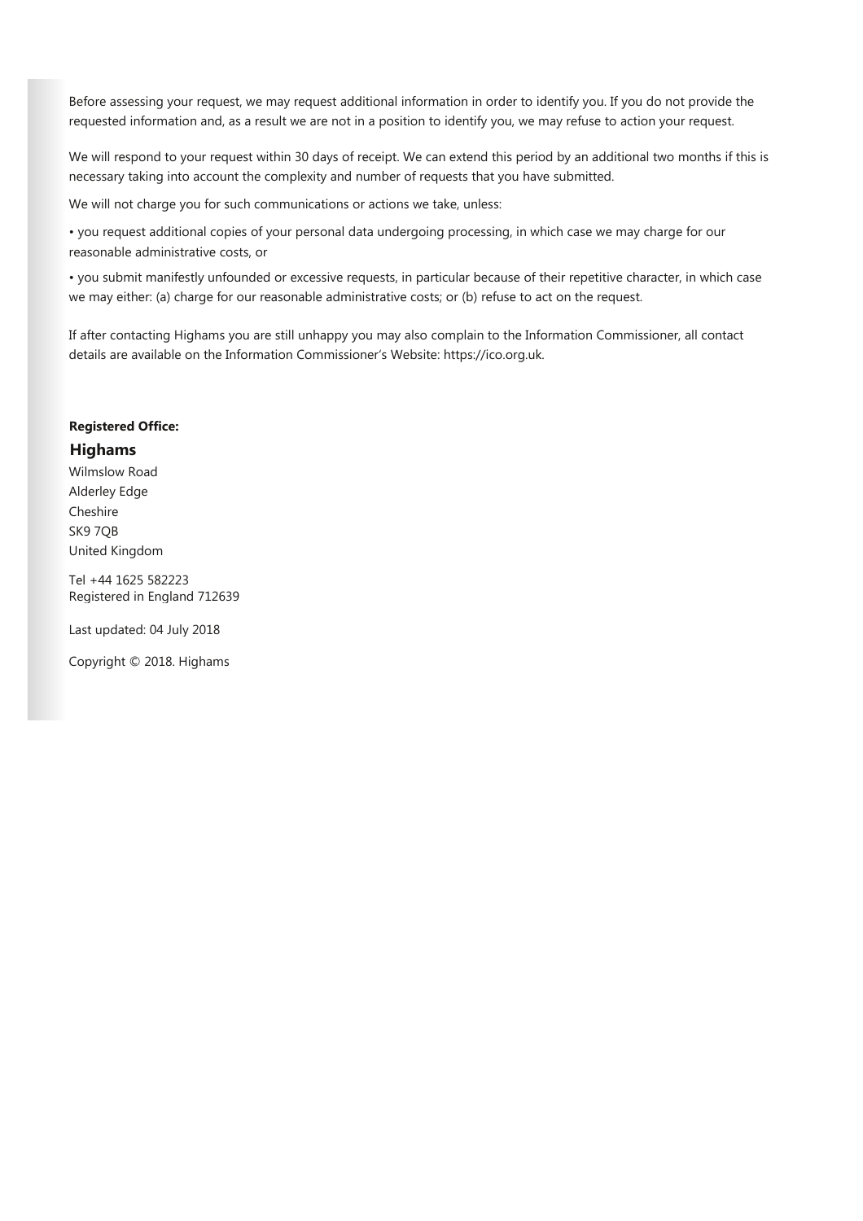Before assessing your request, we may request additional information in order to identify you. If you do not provide the requested information and, as a result we are not in a position to identify you, we may refuse to action your request.

We will respond to your request within 30 days of receipt. We can extend this period by an additional two months if this is necessary taking into account the complexity and number of requests that you have submitted.

We will not charge you for such communications or actions we take, unless:

• you request additional copies of your personal data undergoing processing, in which case we may charge for our reasonable administrative costs, or

• you submit manifestly unfounded or excessive requests, in particular because of their repetitive character, in which case we may either: (a) charge for our reasonable administrative costs; or (b) refuse to act on the request.

If after contacting Highams you are still unhappy you may also complain to the Information Commissioner, all contact details are available on the Information Commissioner's Website: https://ico.org.uk.

**Registered Office:**

**Highams**

Wilmslow Road
Alderley Edge
Cheshire
SK9 7QB
United Kingdom

Tel +44 1625 582223
Registered in England 712639

Last updated: 04 July 2018

Copyright © 2018. Highams